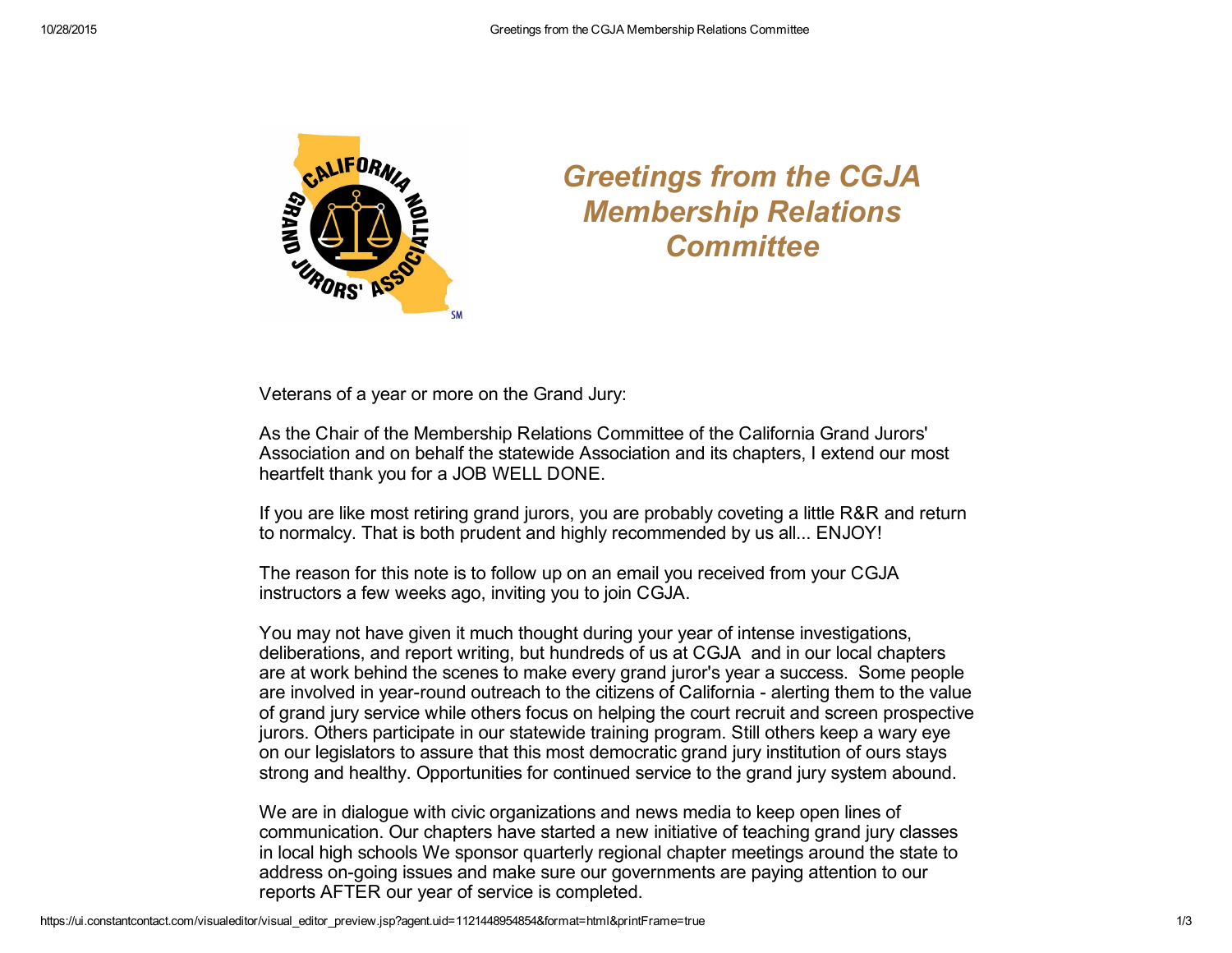# Greetings from the CGJA Membership Relations Committee

Veterans of a year or more on the Grand Jury:

As the Chair of the Membership Relations Committee of the California Grand Jurors' Association and on behalf the statewide Association and its chapters, I extend our most heartfelt thank you for a JOB WELL DONE.

If you are like most retiring grand jurors, you are probably coveting a little R&R and return to normalcy. That is both prudent and highly recommended by us all... ENJOY!

The reason for this note is to follow up on an email you received from your CGJA instructors a few weeks ago, inviting you to join CGJA.

You may not have given it much thought during your year of intense investigations, deliberations, and report writing, but hundreds of us at CGJA and in our local chapters are at work behind the scenes to make every grand juror's year a success. Some people are involved in year-round outreach to the citizens of California - alerting them to the value of grand jury service while others focus on helping the court recruit and screen prospective jurors. Others participate in our statewide training program. Still others keep a wary eye on our legislators to assure that this most democratic grand jury institution of ours stays strong and healthy. Opportunities for continued service to the grand jury system abound.

We are in dialogue with civic organizations and news media to keep open lines of communication. Our chapters have started a new initiative of teaching grand jury classes in local high schools We sponsor quarterly regional chapter meetings around the state to address on-going issues and make sure our governments are paying attention to our reports AFTER our year of service is completed.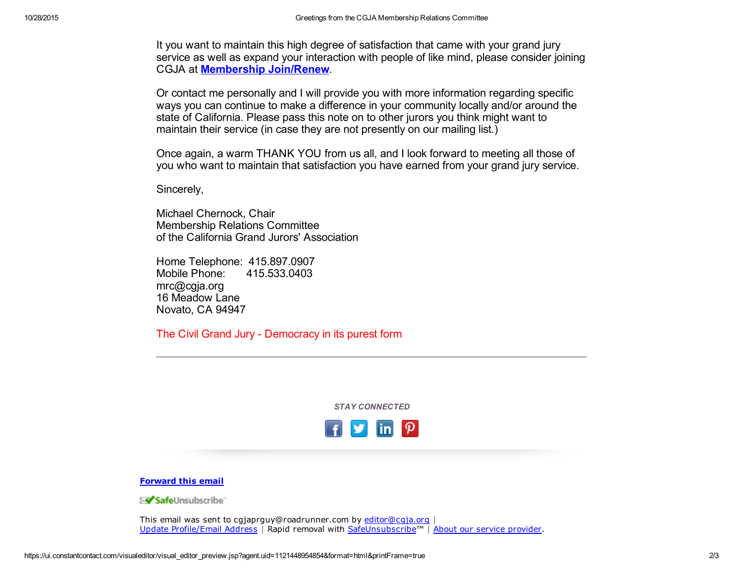It you want to maintain this high degree of satisfaction that came with your grand jury service as well as expand your interaction with people of like mind, please consider joining CGJA at **Membership Join/Renew**.

Or contact me personally and I will provide you with more information regarding specific ways you can continue to make a difference in your community locally and/or around the state of California. Please pass this note on to other jurors you think might want to maintain their service (in case they are not presently on our mailing list.)

Once again, a warm THANK YOU from us all, and I look forward to meeting all those of you who want to maintain that satisfaction you have earned from your grand jury service.

Sincerely,

Michael Chernock, Chair
Membership Relations Committee
of the California Grand Jurors' Association

Home Telephone: 415.897.0907
Mobile Phone: 415.533.0403
mrc@cgja.org
16 Meadow Lane
Novato, CA 94947

The Civil Grand Jury - Democracy in its purest form

---

*STAY CONNECTED*

**Forward this email**

SafeUnsubscribe

This email was sent to cgjaprguy@roadrunner.com by editor@cgja.org |
Update Profile/Email Address | Rapid removal with SafeUnsubscribe™ | About our service provider.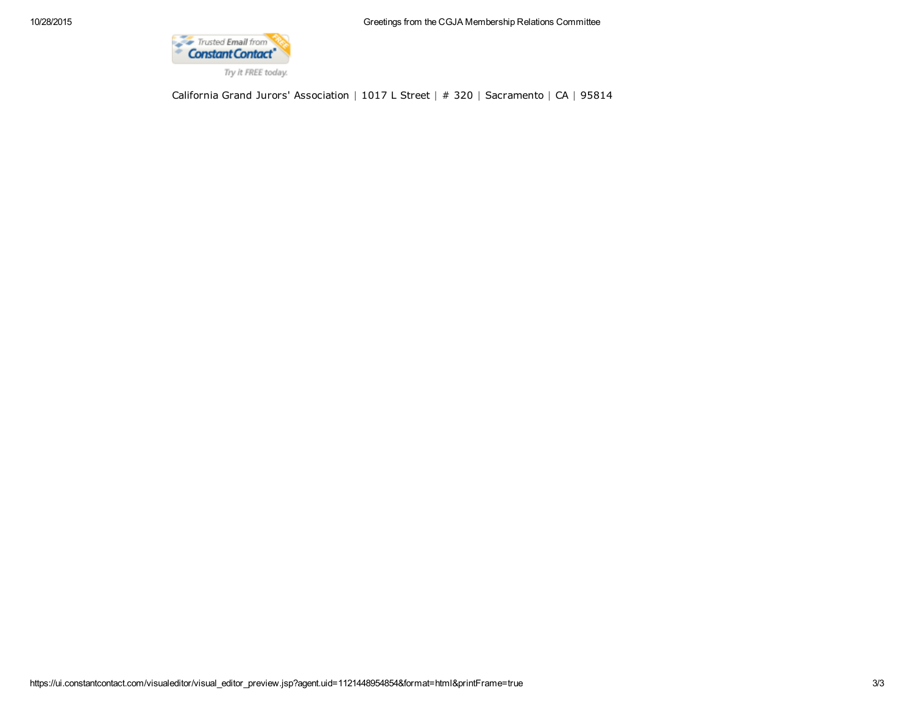Trusted Email from Constant Contact

Try it FREE today.

California Grand Jurors' Association | 1017 L Street | # 320 | Sacramento | CA | 95814